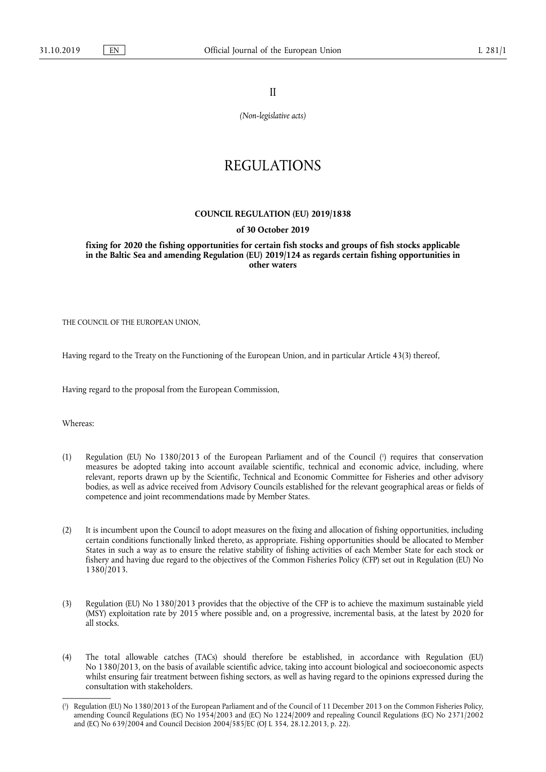II

*(Non-legislative acts)*

# REGULATIONS

## COUNCIL REGULATION (EU) 2019/1838

**of 30 October 2019**

**fixing for 2020 the fishing opportunities for certain fish stocks and groups of fish stocks applicable in the Baltic Sea and amending Regulation (EU) 2019/124 as regards certain fishing opportunities in other waters**

THE COUNCIL OF THE EUROPEAN UNION,

Having regard to the Treaty on the Functioning of the European Union, and in particular Article 43(3) thereof,

Having regard to the proposal from the European Commission,

Whereas:

(1) Regulation (EU) No 1380/2013 of the European Parliament and of the Council [1] requires that conservation measures be adopted taking into account available scientific, technical and economic advice, including, where relevant, reports drawn up by the Scientific, Technical and Economic Committee for Fisheries and other advisory bodies, as well as advice received from Advisory Councils established for the relevant geographical areas or fields of competence and joint recommendations made by Member States.

(2) It is incumbent upon the Council to adopt measures on the fixing and allocation of fishing opportunities, including certain conditions functionally linked thereto, as appropriate. Fishing opportunities should be allocated to Member States in such a way as to ensure the relative stability of fishing activities of each Member State for each stock or fishery and having due regard to the objectives of the Common Fisheries Policy (CFP) set out in Regulation (EU) No 1380/2013.

(3) Regulation (EU) No 1380/2013 provides that the objective of the CFP is to achieve the maximum sustainable yield (MSY) exploitation rate by 2015 where possible and, on a progressive, incremental basis, at the latest by 2020 for all stocks.

(4) The total allowable catches (TACs) should therefore be established, in accordance with Regulation (EU) No 1380/2013, on the basis of available scientific advice, taking into account biological and socioeconomic aspects whilst ensuring fair treatment between fishing sectors, as well as having regard to the opinions expressed during the consultation with stakeholders.

---

[1] Regulation (EU) No 1380/2013 of the European Parliament and of the Council of 11 December 2013 on the Common Fisheries Policy, amending Council Regulations (EC) No 1954/2003 and (EC) No 1224/2009 and repealing Council Regulations (EC) No 2371/2002 and (EC) No 639/2004 and Council Decision 2004/585/EC (OJ L 354, 28.12.2013, p. 22).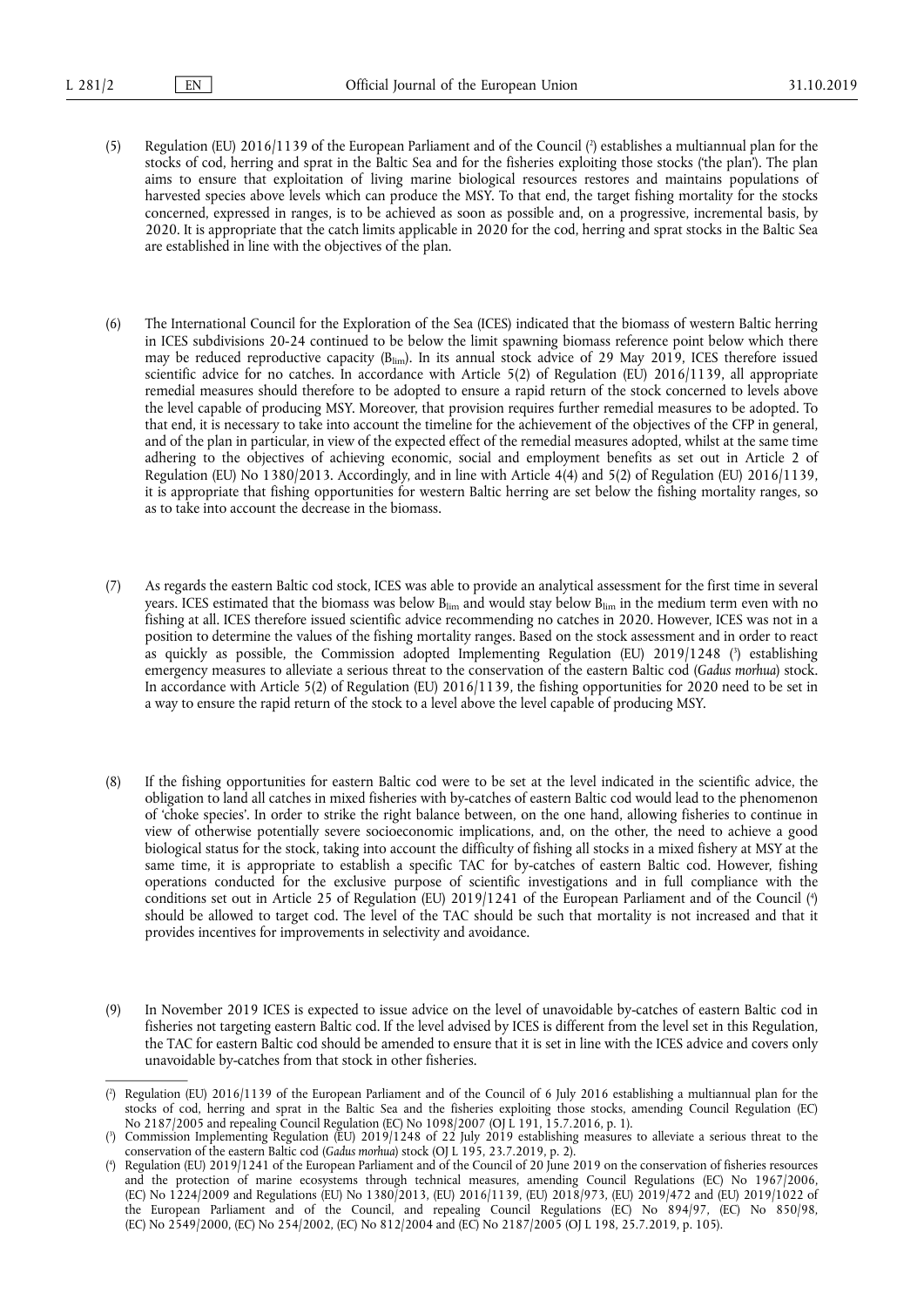(5) Regulation (EU) 2016/1139 of the European Parliament and of the Council [2] establishes a multiannual plan for the stocks of cod, herring and sprat in the Baltic Sea and for the fisheries exploiting those stocks ('the plan'). The plan aims to ensure that exploitation of living marine biological resources restores and maintains populations of harvested species above levels which can produce the MSY. To that end, the target fishing mortality for the stocks concerned, expressed in ranges, is to be achieved as soon as possible and, on a progressive, incremental basis, by 2020. It is appropriate that the catch limits applicable in 2020 for the cod, herring and sprat stocks in the Baltic Sea are established in line with the objectives of the plan.

(6) The International Council for the Exploration of the Sea (ICES) indicated that the biomass of western Baltic herring in ICES subdivisions 20-24 continued to be below the limit spawning biomass reference point below which there may be reduced reproductive capacity ($B_{lim}$). In its annual stock advice of 29 May 2019, ICES therefore issued scientific advice for no catches. In accordance with Article 5(2) of Regulation (EU) 2016/1139, all appropriate remedial measures should therefore to be adopted to ensure a rapid return of the stock concerned to levels above the level capable of producing MSY. Moreover, that provision requires further remedial measures to be adopted. To that end, it is necessary to take into account the timeline for the achievement of the objectives of the CFP in general, and of the plan in particular, in view of the expected effect of the remedial measures adopted, whilst at the same time adhering to the objectives of achieving economic, social and employment benefits as set out in Article 2 of Regulation (EU) No 1380/2013. Accordingly, and in line with Article 4(4) and 5(2) of Regulation (EU) 2016/1139, it is appropriate that fishing opportunities for western Baltic herring are set below the fishing mortality ranges, so as to take into account the decrease in the biomass.

(7) As regards the eastern Baltic cod stock, ICES was able to provide an analytical assessment for the first time in several years. ICES estimated that the biomass was below $B_{lim}$ and would stay below $B_{lim}$ in the medium term even with no fishing at all. ICES therefore issued scientific advice recommending no catches in 2020. However, ICES was not in a position to determine the values of the fishing mortality ranges. Based on the stock assessment and in order to react as quickly as possible, the Commission adopted Implementing Regulation (EU) 2019/1248 [3] establishing emergency measures to alleviate a serious threat to the conservation of the eastern Baltic cod (*Gadus morhua*) stock. In accordance with Article 5(2) of Regulation (EU) 2016/1139, the fishing opportunities for 2020 need to be set in a way to ensure the rapid return of the stock to a level above the level capable of producing MSY.

(8) If the fishing opportunities for eastern Baltic cod were to be set at the level indicated in the scientific advice, the obligation to land all catches in mixed fisheries with by-catches of eastern Baltic cod would lead to the phenomenon of 'choke species'. In order to strike the right balance between, on the one hand, allowing fisheries to continue in view of otherwise potentially severe socioeconomic implications, and, on the other, the need to achieve a good biological status for the stock, taking into account the difficulty of fishing all stocks in a mixed fishery at MSY at the same time, it is appropriate to establish a specific TAC for by-catches of eastern Baltic cod. However, fishing operations conducted for the exclusive purpose of scientific investigations and in full compliance with the conditions set out in Article 25 of Regulation (EU) 2019/1241 of the European Parliament and of the Council [4] should be allowed to target cod. The level of the TAC should be such that mortality is not increased and that it provides incentives for improvements in selectivity and avoidance.

(9) In November 2019 ICES is expected to issue advice on the level of unavoidable by-catches of eastern Baltic cod in fisheries not targeting eastern Baltic cod. If the level advised by ICES is different from the level set in this Regulation, the TAC for eastern Baltic cod should be amended to ensure that it is set in line with the ICES advice and covers only unavoidable by-catches from that stock in other fisheries.

---

[2] Regulation (EU) 2016/1139 of the European Parliament and of the Council of 6 July 2016 establishing a multiannual plan for the stocks of cod, herring and sprat in the Baltic Sea and the fisheries exploiting those stocks, amending Council Regulation (EC) No 2187/2005 and repealing Council Regulation (EC) No 1098/2007 (OJ L 191, 15.7.2016, p. 1).

[3] Commission Implementing Regulation (EU) 2019/1248 of 22 July 2019 establishing measures to alleviate a serious threat to the conservation of the eastern Baltic cod (*Gadus morhua*) stock (OJ L 195, 23.7.2019, p. 2).

[4] Regulation (EU) 2019/1241 of the European Parliament and of the Council of 20 June 2019 on the conservation of fisheries resources and the protection of marine ecosystems through technical measures, amending Council Regulations (EC) No 1967/2006, (EC) No 1224/2009 and Regulations (EU) No 1380/2013, (EU) 2016/1139, (EU) 2018/973, (EU) 2019/472 and (EU) 2019/1022 of the European Parliament and of the Council, and repealing Council Regulations (EC) No 894/97, (EC) No 850/98, (EC) No 2549/2000, (EC) No 254/2002, (EC) No 812/2004 and (EC) No 2187/2005 (OJ L 198, 25.7.2019, p. 105).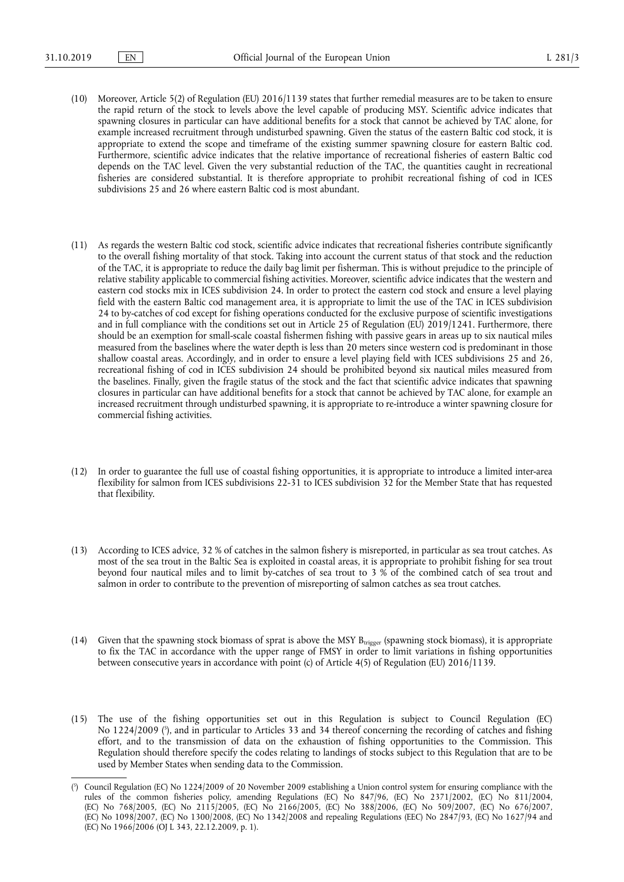(10) Moreover, Article 5(2) of Regulation (EU) 2016/1139 states that further remedial measures are to be taken to ensure the rapid return of the stock to levels above the level capable of producing MSY. Scientific advice indicates that spawning closures in particular can have additional benefits for a stock that cannot be achieved by TAC alone, for example increased recruitment through undisturbed spawning. Given the status of the eastern Baltic cod stock, it is appropriate to extend the scope and timeframe of the existing summer spawning closure for eastern Baltic cod. Furthermore, scientific advice indicates that the relative importance of recreational fisheries of eastern Baltic cod depends on the TAC level. Given the very substantial reduction of the TAC, the quantities caught in recreational fisheries are considered substantial. It is therefore appropriate to prohibit recreational fishing of cod in ICES subdivisions 25 and 26 where eastern Baltic cod is most abundant.

(11) As regards the western Baltic cod stock, scientific advice indicates that recreational fisheries contribute significantly to the overall fishing mortality of that stock. Taking into account the current status of that stock and the reduction of the TAC, it is appropriate to reduce the daily bag limit per fisherman. This is without prejudice to the principle of relative stability applicable to commercial fishing activities. Moreover, scientific advice indicates that the western and eastern cod stocks mix in ICES subdivision 24. In order to protect the eastern cod stock and ensure a level playing field with the eastern Baltic cod management area, it is appropriate to limit the use of the TAC in ICES subdivision 24 to by-catches of cod except for fishing operations conducted for the exclusive purpose of scientific investigations and in full compliance with the conditions set out in Article 25 of Regulation (EU) 2019/1241. Furthermore, there should be an exemption for small-scale coastal fishermen fishing with passive gears in areas up to six nautical miles measured from the baselines where the water depth is less than 20 meters since western cod is predominant in those shallow coastal areas. Accordingly, and in order to ensure a level playing field with ICES subdivisions 25 and 26, recreational fishing of cod in ICES subdivision 24 should be prohibited beyond six nautical miles measured from the baselines. Finally, given the fragile status of the stock and the fact that scientific advice indicates that spawning closures in particular can have additional benefits for a stock that cannot be achieved by TAC alone, for example an increased recruitment through undisturbed spawning, it is appropriate to re-introduce a winter spawning closure for commercial fishing activities.

(12) In order to guarantee the full use of coastal fishing opportunities, it is appropriate to introduce a limited inter-area flexibility for salmon from ICES subdivisions 22-31 to ICES subdivision 32 for the Member State that has requested that flexibility.

(13) According to ICES advice, 32 % of catches in the salmon fishery is misreported, in particular as sea trout catches. As most of the sea trout in the Baltic Sea is exploited in coastal areas, it is appropriate to prohibit fishing for sea trout beyond four nautical miles and to limit by-catches of sea trout to 3 % of the combined catch of sea trout and salmon in order to contribute to the prevention of misreporting of salmon catches as sea trout catches.

(14) Given that the spawning stock biomass of sprat is above the MSY $B_{trigger}$ (spawning stock biomass), it is appropriate to fix the TAC in accordance with the upper range of FMSY in order to limit variations in fishing opportunities between consecutive years in accordance with point (c) of Article 4(5) of Regulation (EU) 2016/1139.

(15) The use of the fishing opportunities set out in this Regulation is subject to Council Regulation (EC) No 1224/2009 [5], and in particular to Articles 33 and 34 thereof concerning the recording of catches and fishing effort, and to the transmission of data on the exhaustion of fishing opportunities to the Commission. This Regulation should therefore specify the codes relating to landings of stocks subject to this Regulation that are to be used by Member States when sending data to the Commission.

---

[5] Council Regulation (EC) No 1224/2009 of 20 November 2009 establishing a Union control system for ensuring compliance with the rules of the common fisheries policy, amending Regulations (EC) No 847/96, (EC) No 2371/2002, (EC) No 811/2004, (EC) No 768/2005, (EC) No 2115/2005, (EC) No 2166/2005, (EC) No 388/2006, (EC) No 509/2007, (EC) No 676/2007, (EC) No 1098/2007, (EC) No 1300/2008, (EC) No 1342/2008 and repealing Regulations (EEC) No 2847/93, (EC) No 1627/94 and (EC) No 1966/2006 (OJ L 343, 22.12.2009, p. 1).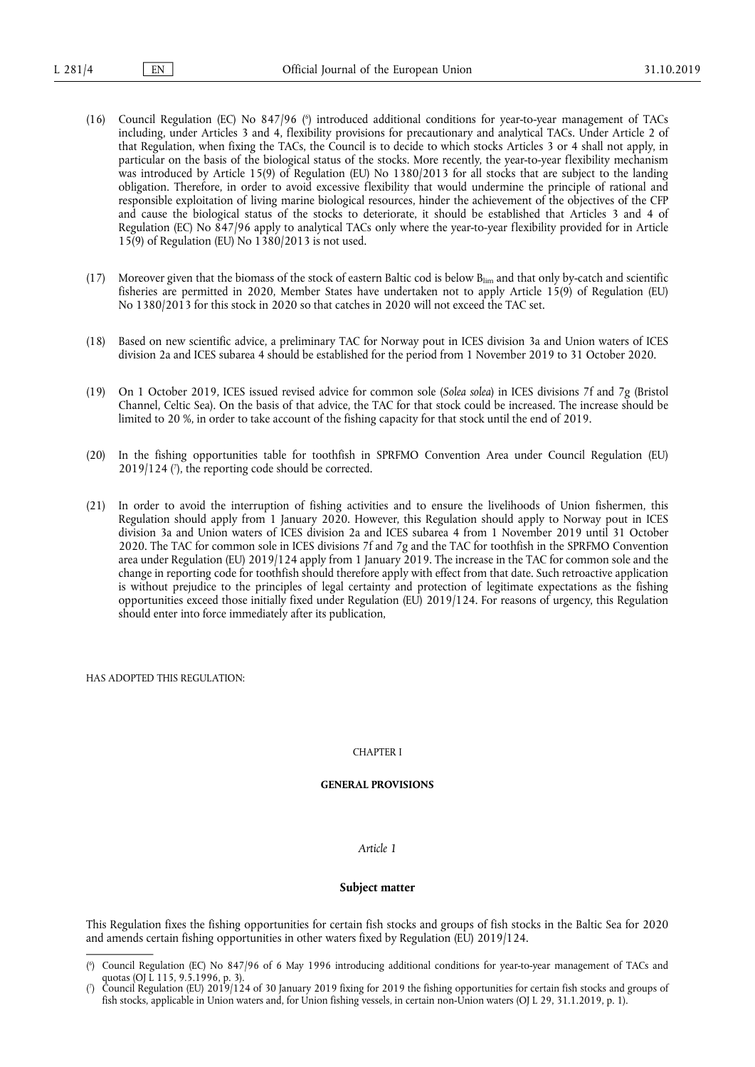(16) Council Regulation (EC) No 847/96 [6] introduced additional conditions for year-to-year management of TACs including, under Articles 3 and 4, flexibility provisions for precautionary and analytical TACs. Under Article 2 of that Regulation, when fixing the TACs, the Council is to decide to which stocks Articles 3 or 4 shall not apply, in particular on the basis of the biological status of the stocks. More recently, the year-to-year flexibility mechanism was introduced by Article 15(9) of Regulation (EU) No 1380/2013 for all stocks that are subject to the landing obligation. Therefore, in order to avoid excessive flexibility that would undermine the principle of rational and responsible exploitation of living marine biological resources, hinder the achievement of the objectives of the CFP and cause the biological status of the stocks to deteriorate, it should be established that Articles 3 and 4 of Regulation (EC) No 847/96 apply to analytical TACs only where the year-to-year flexibility provided for in Article 15(9) of Regulation (EU) No 1380/2013 is not used.

(17) Moreover given that the biomass of the stock of eastern Baltic cod is below $B_{lim}$ and that only by-catch and scientific fisheries are permitted in 2020, Member States have undertaken not to apply Article 15(9) of Regulation (EU) No 1380/2013 for this stock in 2020 so that catches in 2020 will not exceed the TAC set.

(18) Based on new scientific advice, a preliminary TAC for Norway pout in ICES division 3a and Union waters of ICES division 2a and ICES subarea 4 should be established for the period from 1 November 2019 to 31 October 2020.

(19) On 1 October 2019, ICES issued revised advice for common sole (*Solea solea*) in ICES divisions 7f and 7g (Bristol Channel, Celtic Sea). On the basis of that advice, the TAC for that stock could be increased. The increase should be limited to 20 %, in order to take account of the fishing capacity for that stock until the end of 2019.

(20) In the fishing opportunities table for toothfish in SPRFMO Convention Area under Council Regulation (EU) 2019/124 [7], the reporting code should be corrected.

(21) In order to avoid the interruption of fishing activities and to ensure the livelihoods of Union fishermen, this Regulation should apply from 1 January 2020. However, this Regulation should apply to Norway pout in ICES division 3a and Union waters of ICES division 2a and ICES subarea 4 from 1 November 2019 until 31 October 2020. The TAC for common sole in ICES divisions 7f and 7g and the TAC for toothfish in the SPRFMO Convention area under Regulation (EU) 2019/124 apply from 1 January 2019. The increase in the TAC for common sole and the change in reporting code for toothfish should therefore apply with effect from that date. Such retroactive application is without prejudice to the principles of legal certainty and protection of legitimate expectations as the fishing opportunities exceed those initially fixed under Regulation (EU) 2019/124. For reasons of urgency, this Regulation should enter into force immediately after its publication,

HAS ADOPTED THIS REGULATION:

## CHAPTER I

## GENERAL PROVISIONS

*Article 1*

**Subject matter**

This Regulation fixes the fishing opportunities for certain fish stocks and groups of fish stocks in the Baltic Sea for 2020 and amends certain fishing opportunities in other waters fixed by Regulation (EU) 2019/124.

---

[6] Council Regulation (EC) No 847/96 of 6 May 1996 introducing additional conditions for year-to-year management of TACs and quotas (OJ L 115, 9.5.1996, p. 3).

[7] Council Regulation (EU) 2019/124 of 30 January 2019 fixing for 2019 the fishing opportunities for certain fish stocks and groups of fish stocks, applicable in Union waters and, for Union fishing vessels, in certain non-Union waters (OJ L 29, 31.1.2019, p. 1).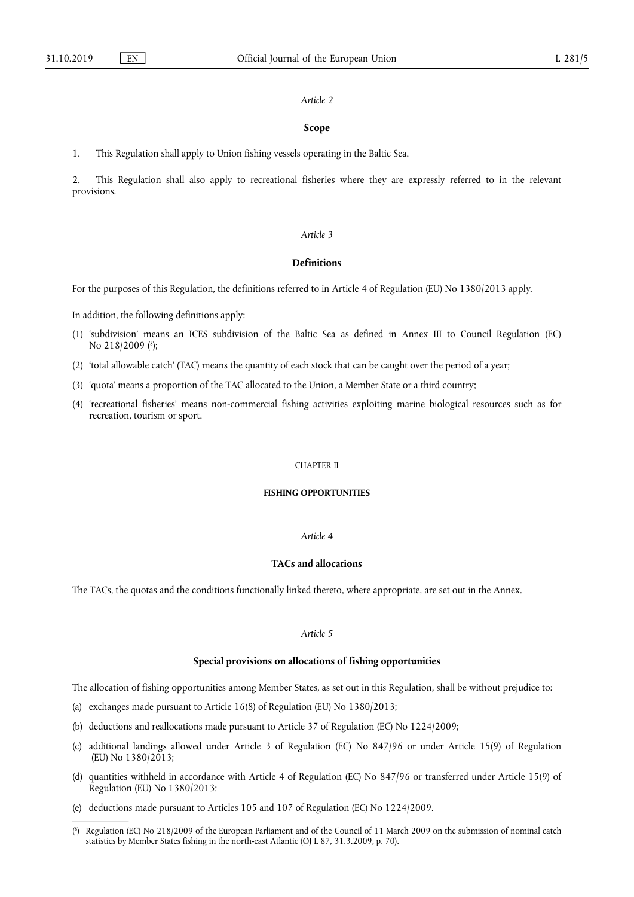*Article 2*

**Scope**

1. This Regulation shall apply to Union fishing vessels operating in the Baltic Sea.

2. This Regulation shall also apply to recreational fisheries where they are expressly referred to in the relevant provisions.

*Article 3*

**Definitions**

For the purposes of this Regulation, the definitions referred to in Article 4 of Regulation (EU) No 1380/2013 apply.

In addition, the following definitions apply:

(1) 'subdivision' means an ICES subdivision of the Baltic Sea as defined in Annex III to Council Regulation (EC) No 218/2009 [8];

(2) 'total allowable catch' (TAC) means the quantity of each stock that can be caught over the period of a year;

(3) 'quota' means a proportion of the TAC allocated to the Union, a Member State or a third country;

(4) 'recreational fisheries' means non-commercial fishing activities exploiting marine biological resources such as for recreation, tourism or sport.

CHAPTER II

**FISHING OPPORTUNITIES**

*Article 4*

**TACs and allocations**

The TACs, the quotas and the conditions functionally linked thereto, where appropriate, are set out in the Annex.

*Article 5*

**Special provisions on allocations of fishing opportunities**

The allocation of fishing opportunities among Member States, as set out in this Regulation, shall be without prejudice to:

(a) exchanges made pursuant to Article 16(8) of Regulation (EU) No 1380/2013;

(b) deductions and reallocations made pursuant to Article 37 of Regulation (EC) No 1224/2009;

(c) additional landings allowed under Article 3 of Regulation (EC) No 847/96 or under Article 15(9) of Regulation (EU) No 1380/2013;

(d) quantities withheld in accordance with Article 4 of Regulation (EC) No 847/96 or transferred under Article 15(9) of Regulation (EU) No 1380/2013;

(e) deductions made pursuant to Articles 105 and 107 of Regulation (EC) No 1224/2009.

---

[8] Regulation (EC) No 218/2009 of the European Parliament and of the Council of 11 March 2009 on the submission of nominal catch statistics by Member States fishing in the north-east Atlantic (OJ L 87, 31.3.2009, p. 70).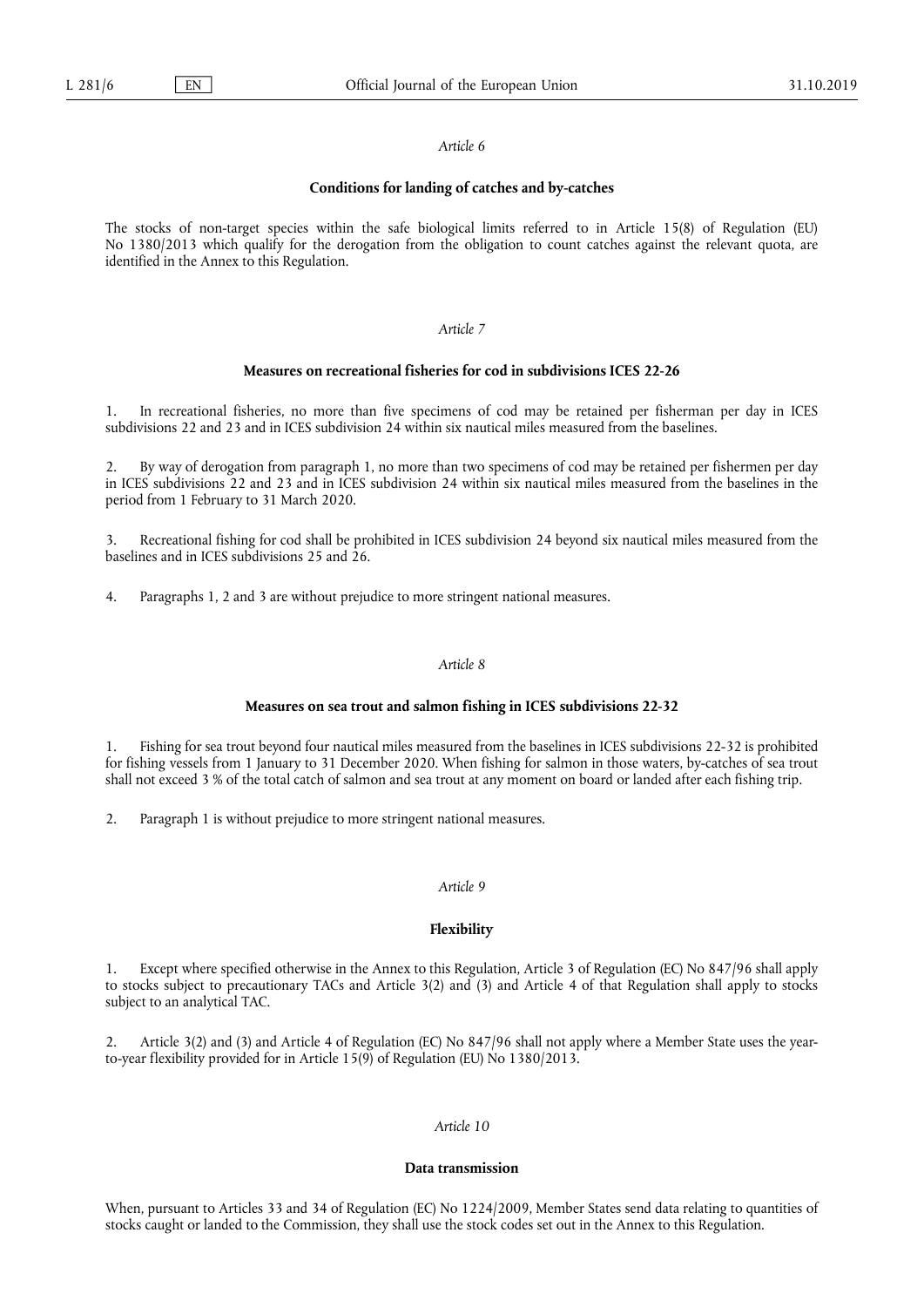*Article 6*

**Conditions for landing of catches and by-catches**

The stocks of non-target species within the safe biological limits referred to in Article 15(8) of Regulation (EU) No 1380/2013 which qualify for the derogation from the obligation to count catches against the relevant quota, are identified in the Annex to this Regulation.

*Article 7*

**Measures on recreational fisheries for cod in subdivisions ICES 22-26**

1. In recreational fisheries, no more than five specimens of cod may be retained per fisherman per day in ICES subdivisions 22 and 23 and in ICES subdivision 24 within six nautical miles measured from the baselines.

2. By way of derogation from paragraph 1, no more than two specimens of cod may be retained per fishermen per day in ICES subdivisions 22 and 23 and in ICES subdivision 24 within six nautical miles measured from the baselines in the period from 1 February to 31 March 2020.

3. Recreational fishing for cod shall be prohibited in ICES subdivision 24 beyond six nautical miles measured from the baselines and in ICES subdivisions 25 and 26.

4. Paragraphs 1, 2 and 3 are without prejudice to more stringent national measures.

*Article 8*

**Measures on sea trout and salmon fishing in ICES subdivisions 22-32**

1. Fishing for sea trout beyond four nautical miles measured from the baselines in ICES subdivisions 22-32 is prohibited for fishing vessels from 1 January to 31 December 2020. When fishing for salmon in those waters, by-catches of sea trout shall not exceed 3 % of the total catch of salmon and sea trout at any moment on board or landed after each fishing trip.

2. Paragraph 1 is without prejudice to more stringent national measures.

*Article 9*

**Flexibility**

1. Except where specified otherwise in the Annex to this Regulation, Article 3 of Regulation (EC) No 847/96 shall apply to stocks subject to precautionary TACs and Article 3(2) and (3) and Article 4 of that Regulation shall apply to stocks subject to an analytical TAC.

2. Article 3(2) and (3) and Article 4 of Regulation (EC) No 847/96 shall not apply where a Member State uses the year-to-year flexibility provided for in Article 15(9) of Regulation (EU) No 1380/2013.

*Article 10*

**Data transmission**

When, pursuant to Articles 33 and 34 of Regulation (EC) No 1224/2009, Member States send data relating to quantities of stocks caught or landed to the Commission, they shall use the stock codes set out in the Annex to this Regulation.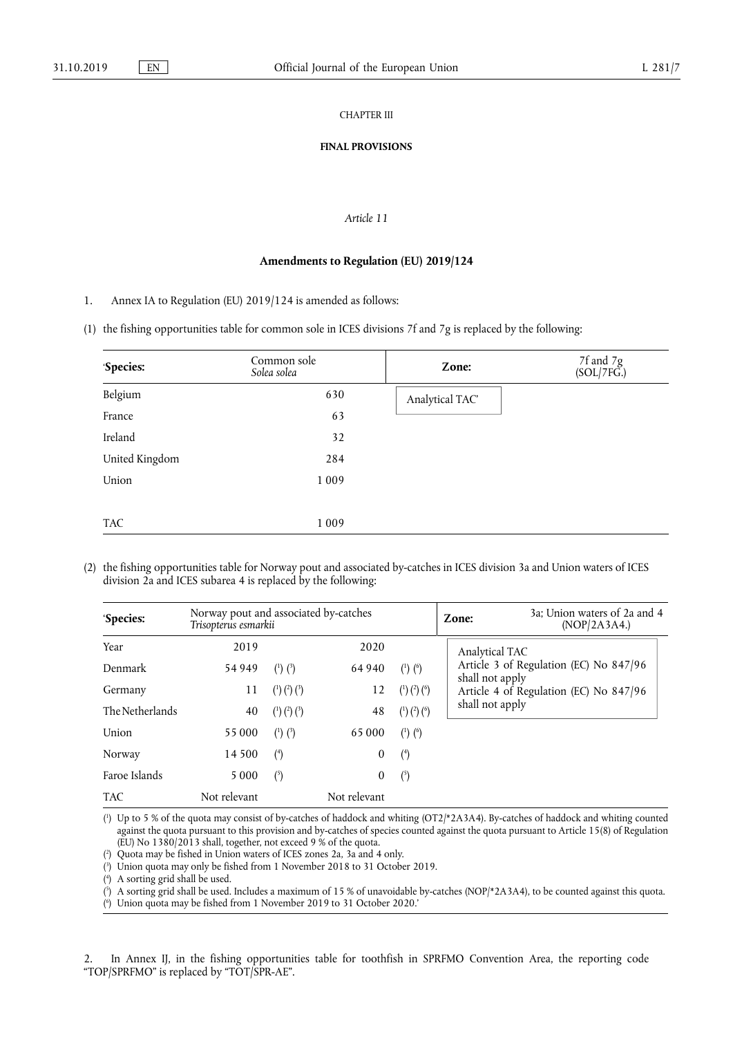CHAPTER III

**FINAL PROVISIONS**

*Article 11*

**Amendments to Regulation (EU) 2019/124**

1. Annex IA to Regulation (EU) 2019/124 is amended as follows:

(1) the fishing opportunities table for common sole in ICES divisions 7f and 7g is replaced by the following:

| 'Species: | Common sole *Solea solea* | Zone: | 7f and 7g (SOL/7FG.) |
|---|---|---|---|
| Belgium | 630 | Analytical TAC' | |
| France | 63 | | |
| Ireland | 32 | | |
| United Kingdom | 284 | | |
| Union | 1 009 | | |
| TAC | 1 009 | | |

(2) the fishing opportunities table for Norway pout and associated by-catches in ICES division 3a and Union waters of ICES division 2a and ICES subarea 4 is replaced by the following:

| 'Species: | Norway pout and associated by-catches *Trisopterus esmarkii* | | | | Zone: | 3a; Union waters of 2a and 4 (NOP/2A3A4.) |
|---|---|---|---|---|---|---|
| Year | 2019 | | 2020 | | Analytical TAC<br>Article 3 of Regulation (EC) No 847/96 shall not apply<br>Article 4 of Regulation (EC) No 847/96 shall not apply | |
| Denmark | 54 949 | (1) (3) | 64 940 | (1) (6) | | |
| Germany | 11 | (1) (2) (3) | 12 | (1) (2) (6) | | |
| The Netherlands | 40 | (1) (2) (3) | 48 | (1) (2) (6) | | |
| Union | 55 000 | (1) (3) | 65 000 | (1) (6) | | |
| Norway | 14 500 | (4) | 0 | (4) | | |
| Faroe Islands | 5 000 | (5) | 0 | (5) | | |
| TAC | Not relevant | | Not relevant | | | |

(1) Up to 5 % of the quota may consist of by-catches of haddock and whiting (OT2/*2A3A4). By-catches of haddock and whiting counted against the quota pursuant to this provision and by-catches of species counted against the quota pursuant to Article 15(8) of Regulation (EU) No 1380/2013 shall, together, not exceed 9 % of the quota.

(2) Quota may be fished in Union waters of ICES zones 2a, 3a and 4 only.

(3) Union quota may only be fished from 1 November 2018 to 31 October 2019.

(4) A sorting grid shall be used.

(5) A sorting grid shall be used. Includes a maximum of 15 % of unavoidable by-catches (NOP/*2A3A4), to be counted against this quota.

(6) Union quota may be fished from 1 November 2019 to 31 October 2020.'

2. In Annex IJ, in the fishing opportunities table for toothfish in SPRFMO Convention Area, the reporting code "TOP/SPRFMO" is replaced by "TOT/SPR-AE".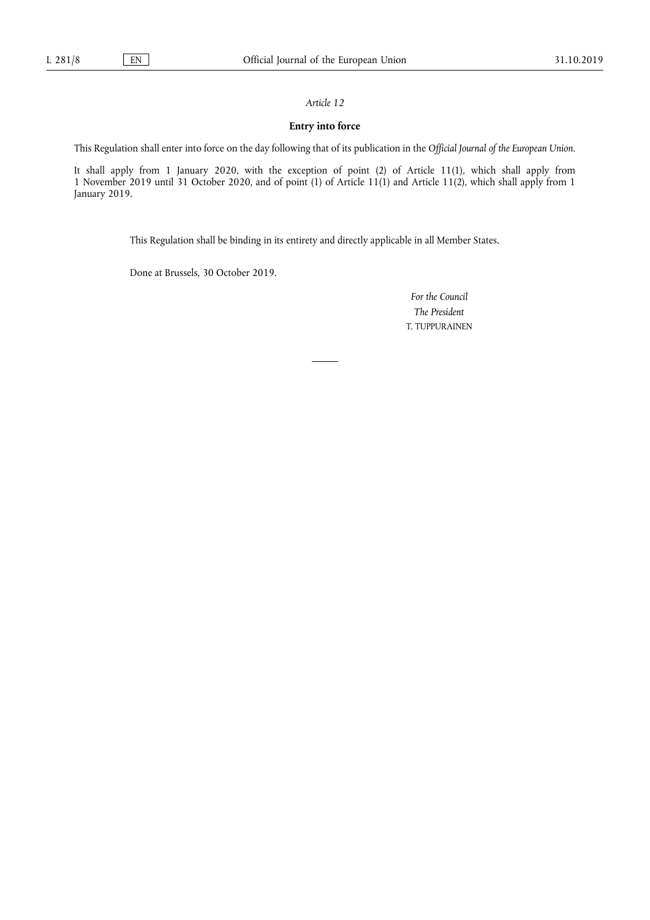*Article 12*

**Entry into force**

This Regulation shall enter into force on the day following that of its publication in the *Official Journal of the European Union*.

It shall apply from 1 January 2020, with the exception of point (2) of Article 11(1), which shall apply from 1 November 2019 until 31 October 2020, and of point (1) of Article 11(1) and Article 11(2), which shall apply from 1 January 2019.

This Regulation shall be binding in its entirety and directly applicable in all Member States.

Done at Brussels, 30 October 2019.

*For the Council*

*The President*

T. TUPPURAINEN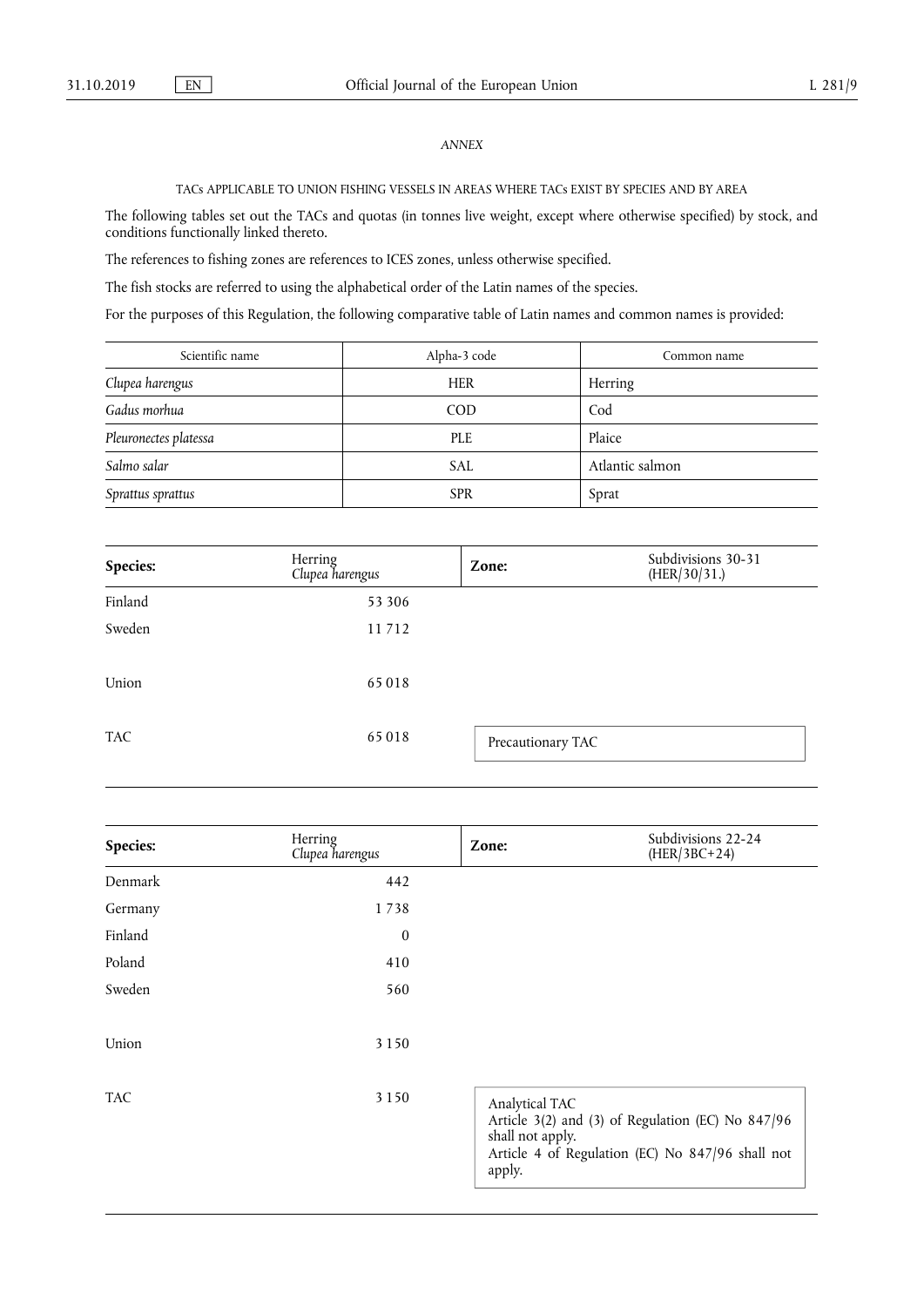*ANNEX*

TACs APPLICABLE TO UNION FISHING VESSELS IN AREAS WHERE TACs EXIST BY SPECIES AND BY AREA

The following tables set out the TACs and quotas (in tonnes live weight, except where otherwise specified) by stock, and conditions functionally linked thereto.

The references to fishing zones are references to ICES zones, unless otherwise specified.

The fish stocks are referred to using the alphabetical order of the Latin names of the species.

For the purposes of this Regulation, the following comparative table of Latin names and common names is provided:

| Scientific name | Alpha-3 code | Common name |
|---|---|---|
| *Clupea harengus* | HER | Herring |
| *Gadus morhua* | COD | Cod |
| *Pleuronectes platessa* | PLE | Plaice |
| *Salmo salar* | SAL | Atlantic salmon |
| *Sprattus sprattus* | SPR | Sprat |

| **Species:** | Herring *Clupea harengus* | **Zone:** | Subdivisions 30-31 (HER/30/31.) |
|---|---|---|---|
| Finland | 53 306 | | |
| Sweden | 11 712 | | |
| Union | 65 018 | | |
| TAC | 65 018 | Precautionary TAC | |

| **Species:** | Herring *Clupea harengus* | **Zone:** | Subdivisions 22-24 (HER/3BC+24) |
|---|---|---|---|
| Denmark | 442 | | |
| Germany | 1 738 | | |
| Finland | 0 | | |
| Poland | 410 | | |
| Sweden | 560 | | |
| Union | 3 150 | | |
| TAC | 3 150 | Analytical TAC<br>Article 3(2) and (3) of Regulation (EC) No 847/96 shall not apply.<br>Article 4 of Regulation (EC) No 847/96 shall not apply. | |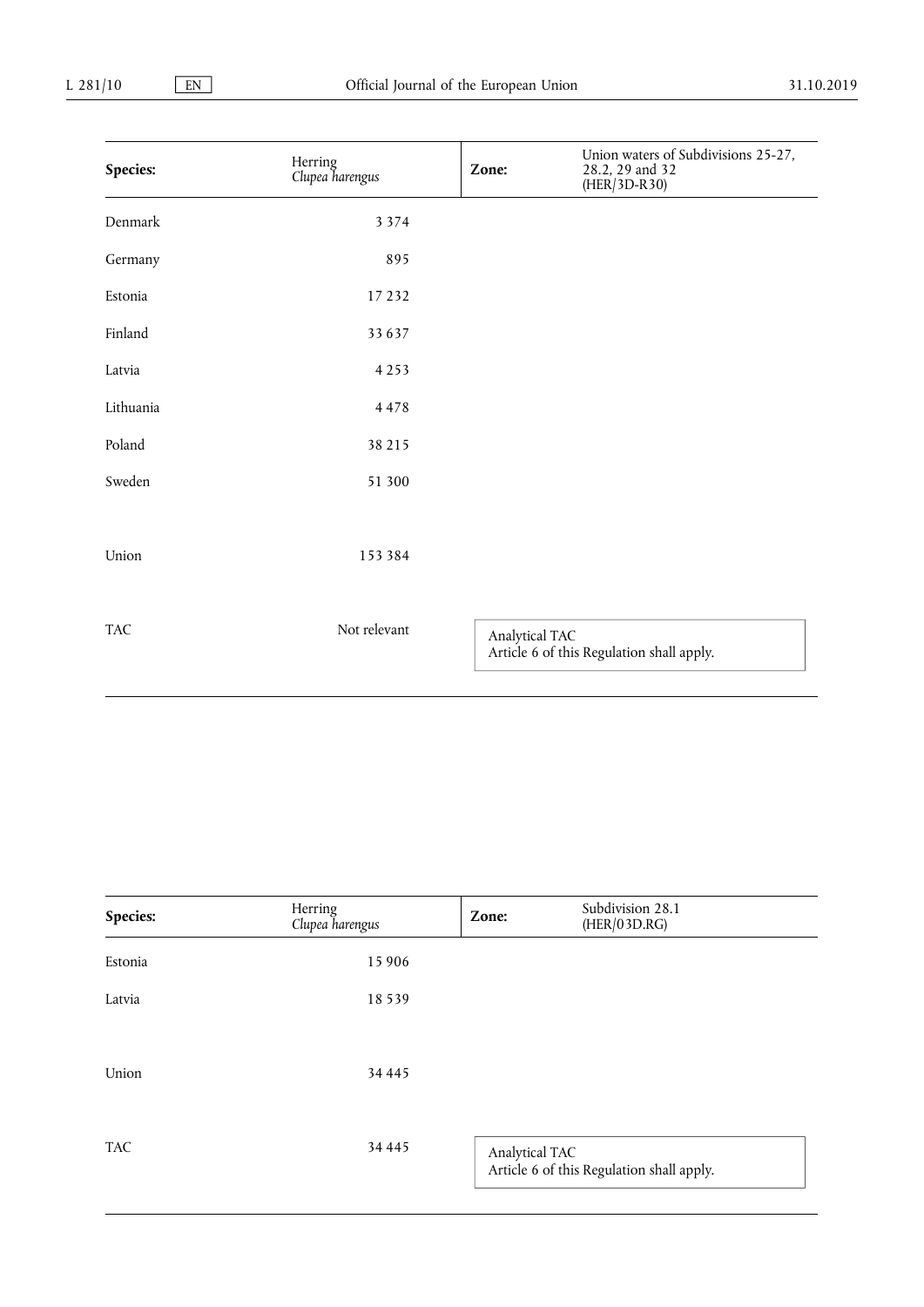| Species: | Herring *Clupea harengus* | Zone: | Union waters of Subdivisions 25-27, 28.2, 29 and 32 (HER/3D-R30) |
|---|---|---|---|
| Denmark | 3 374 | | |
| Germany | 895 | | |
| Estonia | 17 232 | | |
| Finland | 33 637 | | |
| Latvia | 4 253 | | |
| Lithuania | 4 478 | | |
| Poland | 38 215 | | |
| Sweden | 51 300 | | |
| Union | 153 384 | | |
| TAC | Not relevant | Analytical TAC Article 6 of this Regulation shall apply. | |

| Species: | Herring *Clupea harengus* | Zone: | Subdivision 28.1 (HER/03D.RG) |
|---|---|---|---|
| Estonia | 15 906 | | |
| Latvia | 18 539 | | |
| Union | 34 445 | | |
| TAC | 34 445 | Analytical TAC Article 6 of this Regulation shall apply. | |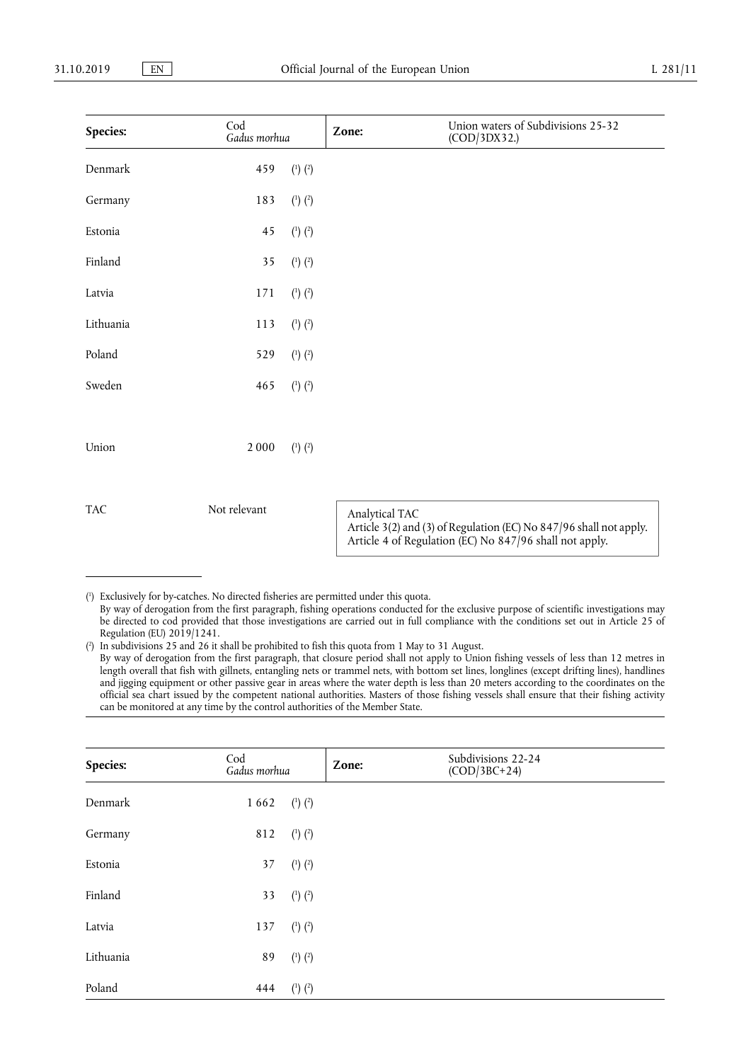| Species: | Cod *Gadus morhua* | Zone: | Union waters of Subdivisions 25-32 (COD/3DX32.) |
|---|---|---|---|
| Denmark | 459 (1) (2) | | |
| Germany | 183 (1) (2) | | |
| Estonia | 45 (1) (2) | | |
| Finland | 35 (1) (2) | | |
| Latvia | 171 (1) (2) | | |
| Lithuania | 113 (1) (2) | | |
| Poland | 529 (1) (2) | | |
| Sweden | 465 (1) (2) | | |
| Union | 2 000 (1) (2) | | |
| TAC | Not relevant | Analytical TAC<br>Article 3(2) and (3) of Regulation (EC) No 847/96 shall not apply.<br>Article 4 of Regulation (EC) No 847/96 shall not apply. | |

(1) Exclusively for by-catches. No directed fisheries are permitted under this quota.
By way of derogation from the first paragraph, fishing operations conducted for the exclusive purpose of scientific investigations may be directed to cod provided that those investigations are carried out in full compliance with the conditions set out in Article 25 of Regulation (EU) 2019/1241.

(2) In subdivisions 25 and 26 it shall be prohibited to fish this quota from 1 May to 31 August.
By way of derogation from the first paragraph, that closure period shall not apply to Union fishing vessels of less than 12 metres in length overall that fish with gillnets, entangling nets or trammel nets, with bottom set lines, longlines (except drifting lines), handlines and jigging equipment or other passive gear in areas where the water depth is less than 20 meters according to the coordinates on the official sea chart issued by the competent national authorities. Masters of those fishing vessels shall ensure that their fishing activity can be monitored at any time by the control authorities of the Member State.

| Species: | Cod *Gadus morhua* | Zone: | Subdivisions 22-24 (COD/3BC+24) |
|---|---|---|---|
| Denmark | 1 662 (1) (2) | | |
| Germany | 812 (1) (2) | | |
| Estonia | 37 (1) (2) | | |
| Finland | 33 (1) (2) | | |
| Latvia | 137 (1) (2) | | |
| Lithuania | 89 (1) (2) | | |
| Poland | 444 (1) (2) | | |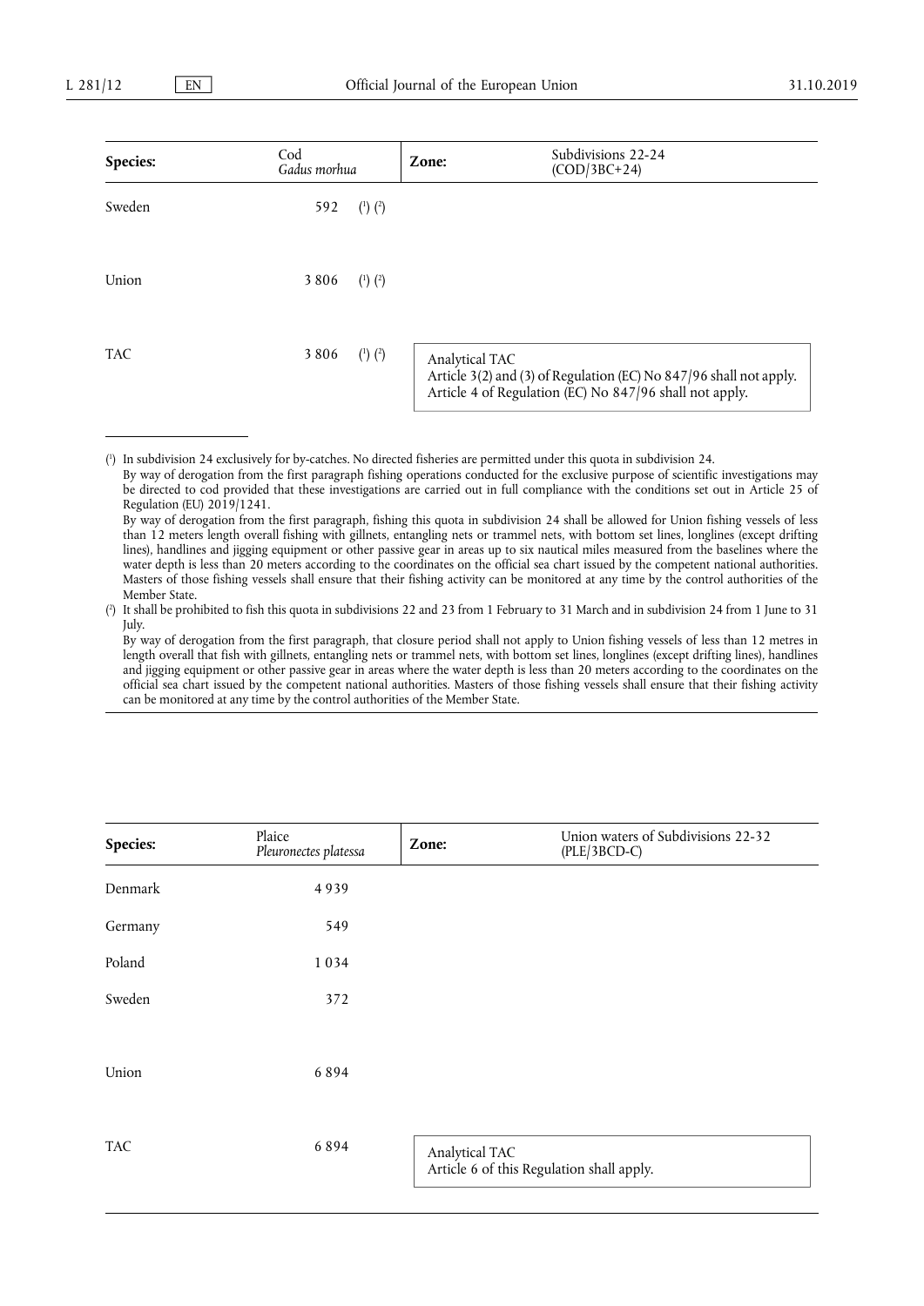| Species: | Cod *Gadus morhua* | Zone: | Subdivisions 22-24 (COD/3BC+24) |
|---|---|---|---|
| Sweden | 592 (1) (2) | | |
| Union | 3 806 (1) (2) | | |
| TAC | 3 806 (1) (2) | | Analytical TAC<br>Article 3(2) and (3) of Regulation (EC) No 847/96 shall not apply.<br>Article 4 of Regulation (EC) No 847/96 shall not apply. |

(1) In subdivision 24 exclusively for by-catches. No directed fisheries are permitted under this quota in subdivision 24.
By way of derogation from the first paragraph fishing operations conducted for the exclusive purpose of scientific investigations may be directed to cod provided that these investigations are carried out in full compliance with the conditions set out in Article 25 of Regulation (EU) 2019/1241.
By way of derogation from the first paragraph, fishing this quota in subdivision 24 shall be allowed for Union fishing vessels of less than 12 meters length overall fishing with gillnets, entangling nets or trammel nets, with bottom set lines, longlines (except drifting lines), handlines and jigging equipment or other passive gear in areas up to six nautical miles measured from the baselines where the water depth is less than 20 meters according to the coordinates on the official sea chart issued by the competent national authorities. Masters of those fishing vessels shall ensure that their fishing activity can be monitored at any time by the control authorities of the Member State.

(2) It shall be prohibited to fish this quota in subdivisions 22 and 23 from 1 February to 31 March and in subdivision 24 from 1 June to 31 July.
By way of derogation from the first paragraph, that closure period shall not apply to Union fishing vessels of less than 12 metres in length overall that fish with gillnets, entangling nets or trammel nets, with bottom set lines, longlines (except drifting lines), handlines and jigging equipment or other passive gear in areas where the water depth is less than 20 meters according to the coordinates on the official sea chart issued by the competent national authorities. Masters of those fishing vessels shall ensure that their fishing activity can be monitored at any time by the control authorities of the Member State.

| Species: | Plaice *Pleuronectes platessa* | Zone: | Union waters of Subdivisions 22-32 (PLE/3BCD-C) |
|---|---|---|---|
| Denmark | 4 939 | | |
| Germany | 549 | | |
| Poland | 1 034 | | |
| Sweden | 372 | | |
| Union | 6 894 | | |
| TAC | 6 894 | | Analytical TAC<br>Article 6 of this Regulation shall apply. |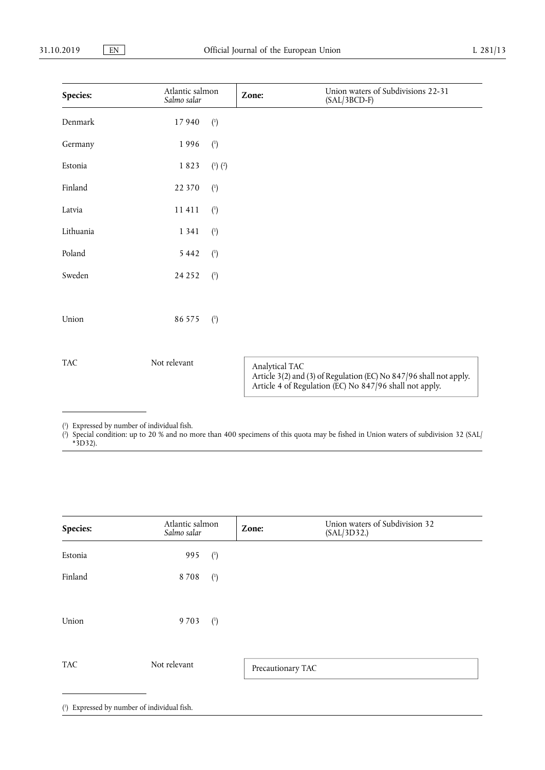| Species: | Atlantic salmon *Salmo salar* | | Zone: | Union waters of Subdivisions 22-31 (SAL/3BCD-F) |
|---|---|---|---|---|
| Denmark | 17 940 | (1) | | |
| Germany | 1 996 | (1) | | |
| Estonia | 1 823 | (1) (2) | | |
| Finland | 22 370 | (1) | | |
| Latvia | 11 411 | (1) | | |
| Lithuania | 1 341 | (1) | | |
| Poland | 5 442 | (1) | | |
| Sweden | 24 252 | (1) | | |
| Union | 86 575 | (1) | | |
| TAC | Not relevant | | Analytical TAC<br>Article 3(2) and (3) of Regulation (EC) No 847/96 shall not apply.<br>Article 4 of Regulation (EC) No 847/96 shall not apply. | |

(1) Expressed by number of individual fish.

(2) Special condition: up to 20 % and no more than 400 specimens of this quota may be fished in Union waters of subdivision 32 (SAL/*3D32).

| Species: | Atlantic salmon *Salmo salar* | | Zone: | Union waters of Subdivision 32 (SAL/3D32.) |
|---|---|---|---|---|
| Estonia | 995 | (1) | | |
| Finland | 8 708 | (1) | | |
| Union | 9 703 | (1) | | |
| TAC | Not relevant | | Precautionary TAC | |

(1) Expressed by number of individual fish.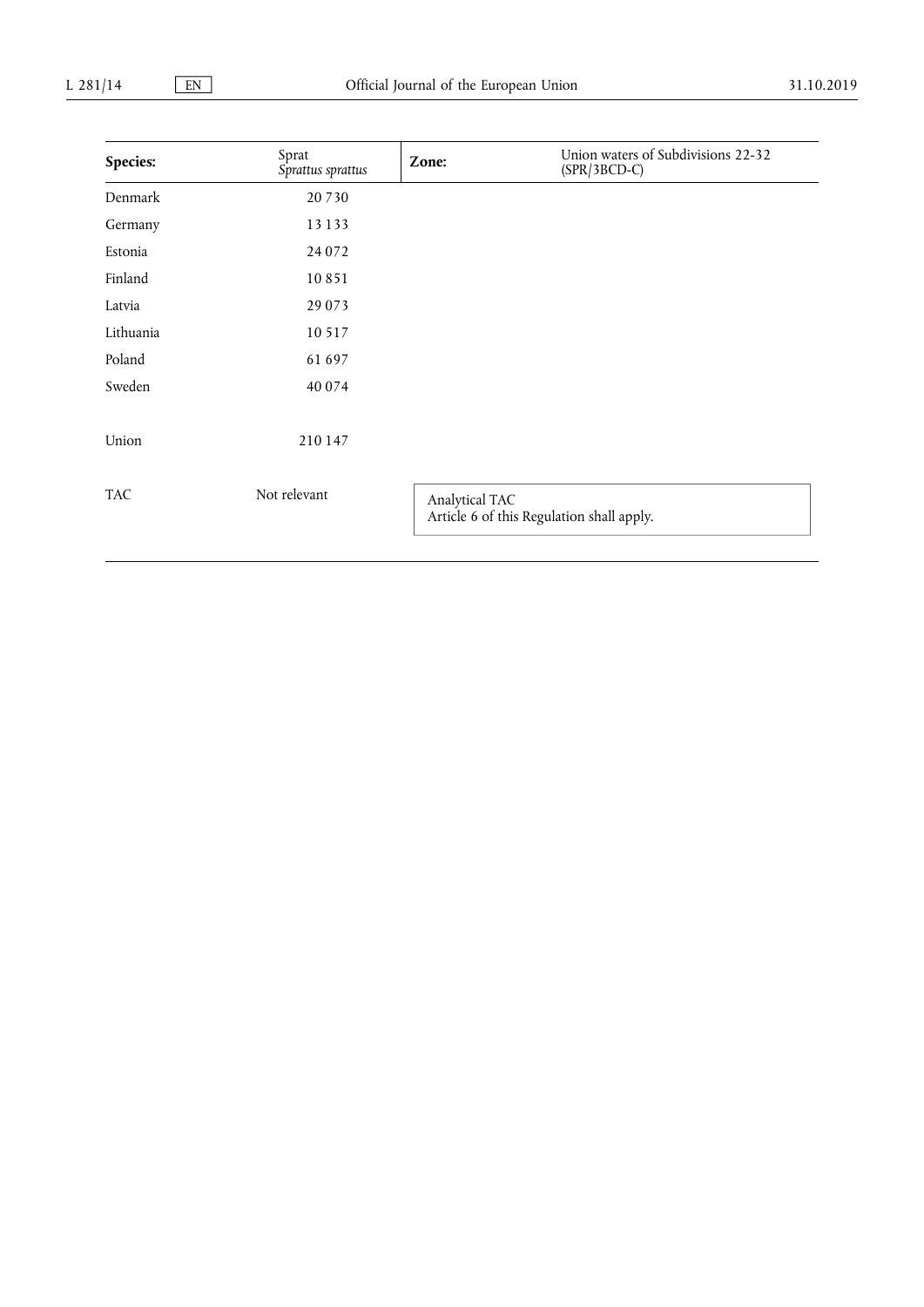| Species: | Sprat *Sprattus sprattus* | Zone: | Union waters of Subdivisions 22-32 (SPR/3BCD-C) |
|---|---|---|---|
| Denmark | 20 730 | | |
| Germany | 13 133 | | |
| Estonia | 24 072 | | |
| Finland | 10 851 | | |
| Latvia | 29 073 | | |
| Lithuania | 10 517 | | |
| Poland | 61 697 | | |
| Sweden | 40 074 | | |
| Union | 210 147 | | |
| TAC | Not relevant | Analytical TAC Article 6 of this Regulation shall apply. | |